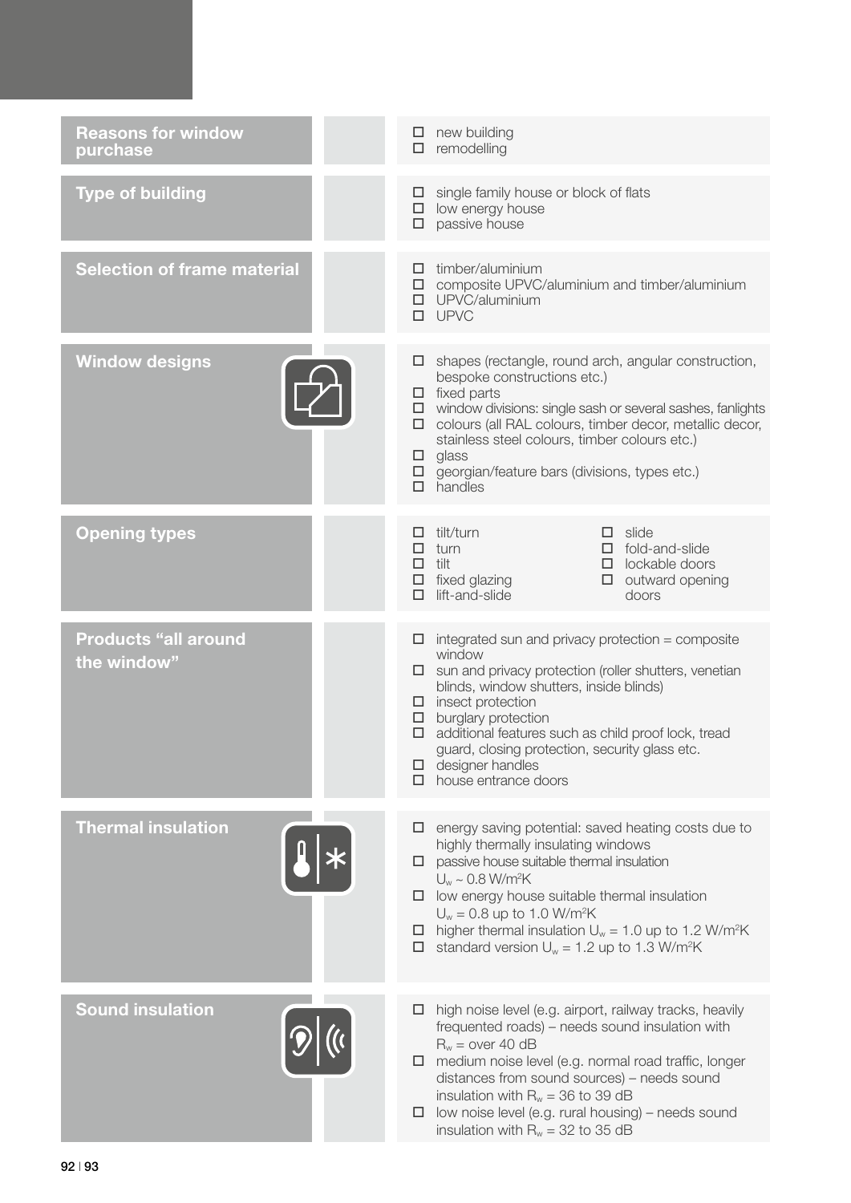## Reasons for window purchase

- ☐ new building
- ☐ remodelling

## Type of building

- ☐ single family house or block of flats
- ☐ low energy house
- ☐ passive house

## Selection of frame material

- ☐ timber/aluminium
- ☐ composite UPVC/aluminium and timber/aluminium
- ☐ UPVC/aluminium
- ☐ UPVC

## Window designs

- ☐ shapes (rectangle, round arch, angular construction, bespoke constructions etc.)
- ☐ fixed parts
- ☐ window divisions: single sash or several sashes, fanlights
- ☐ colours (all RAL colours, timber decor, metallic decor, stainless steel colours, timber colours etc.)
- ☐ glass
- ☐ georgian/feature bars (divisions, types etc.)
- ☐ handles

## Opening types

- ☐ tilt/turn
- ☐ turn
- ☐ tilt
- ☐ fixed glazing
- ☐ lift-and-slide
- ☐ slide
- ☐ fold-and-slide
- ☐ lockable doors
- ☐ outward opening doors

## Products "all around the window"

- ☐ integrated sun and privacy protection = composite window
- ☐ sun and privacy protection (roller shutters, venetian blinds, window shutters, inside blinds)
- ☐ insect protection
- ☐ burglary protection
- ☐ additional features such as child proof lock, tread guard, closing protection, security glass etc.
- ☐ designer handles
- ☐ house entrance doors

## Thermal insulation

- ☐ energy saving potential: saved heating costs due to highly thermally insulating windows
- ☐ passive house suitable thermal insulation $U_w \sim 0.8$ W/m²K
- ☐ low energy house suitable thermal insulation $U_w = 0.8$ up to 1.0 W/m²K
- ☐ higher thermal insulation $U_w = 1.0$ up to 1.2 W/m²K
- ☐ standard version $U_w = 1.2$ up to 1.3 W/m²K

## Sound insulation

- ☐ high noise level (e.g. airport, railway tracks, heavily frequented roads) – needs sound insulation with $R_w$ = over 40 dB
- ☐ medium noise level (e.g. normal road traffic, longer distances from sound sources) – needs sound insulation with $R_w$ = 36 to 39 dB
- ☐ low noise level (e.g. rural housing) – needs sound insulation with $R_w$ = 32 to 35 dB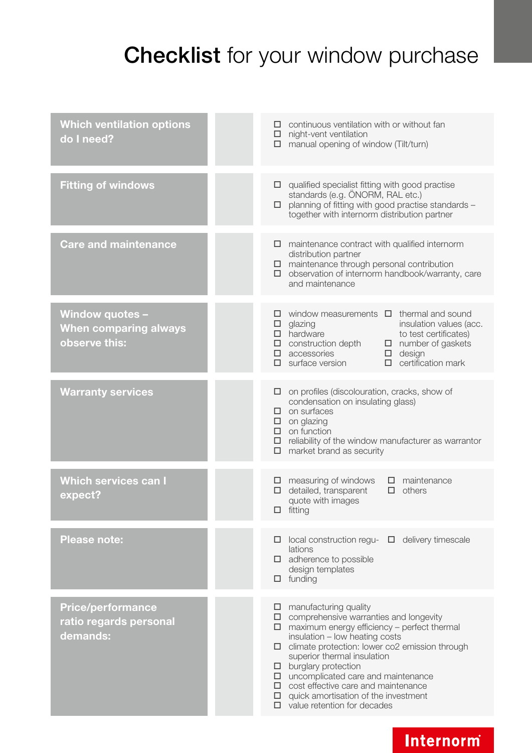# **Checklist** for your window purchase

## Which ventilation options do I need?

- ☐ continuous ventilation with or without fan
- ☐ night-vent ventilation
- ☐ manual opening of window (Tilt/turn)

## Fitting of windows

- ☐ qualified specialist fitting with good practise standards (e.g. ÖNORM, RAL etc.)
- ☐ planning of fitting with good practise standards – together with internorm distribution partner

## Care and maintenance

- ☐ maintenance contract with qualified internorm distribution partner
- ☐ maintenance through personal contribution
- ☐ observation of internorm handbook/warranty, care and maintenance

## Window quotes – When comparing always observe this:

- ☐ window measurements
- ☐ glazing
- ☐ hardware
- ☐ construction depth
- ☐ accessories
- ☐ surface version
- ☐ thermal and sound insulation values (acc. to test certificates)
- ☐ number of gaskets
- ☐ design
- ☐ certification mark

## Warranty services

- ☐ on profiles (discolouration, cracks, show of condensation on insulating glass)
- ☐ on surfaces
- ☐ on glazing
- ☐ on function
- ☐ reliability of the window manufacturer as warrantor
- ☐ market brand as security

## Which services can I expect?

- ☐ measuring of windows
- ☐ detailed, transparent quote with images
- ☐ fitting
- ☐ maintenance
- ☐ others

## Please note:

- ☐ local construction regulations
- ☐ adherence to possible design templates
- ☐ funding
- ☐ delivery timescale

## Price/performance ratio regards personal demands:

- ☐ manufacturing quality
- ☐ comprehensive warranties and longevity
- ☐ maximum energy efficiency – perfect thermal insulation – low heating costs
- ☐ climate protection: lower co2 emission through superior thermal insulation
- ☐ burglary protection
- ☐ uncomplicated care and maintenance
- ☐ cost effective care and maintenance
- ☐ quick amortisation of the investment
- ☐ value retention for decades

Internorm